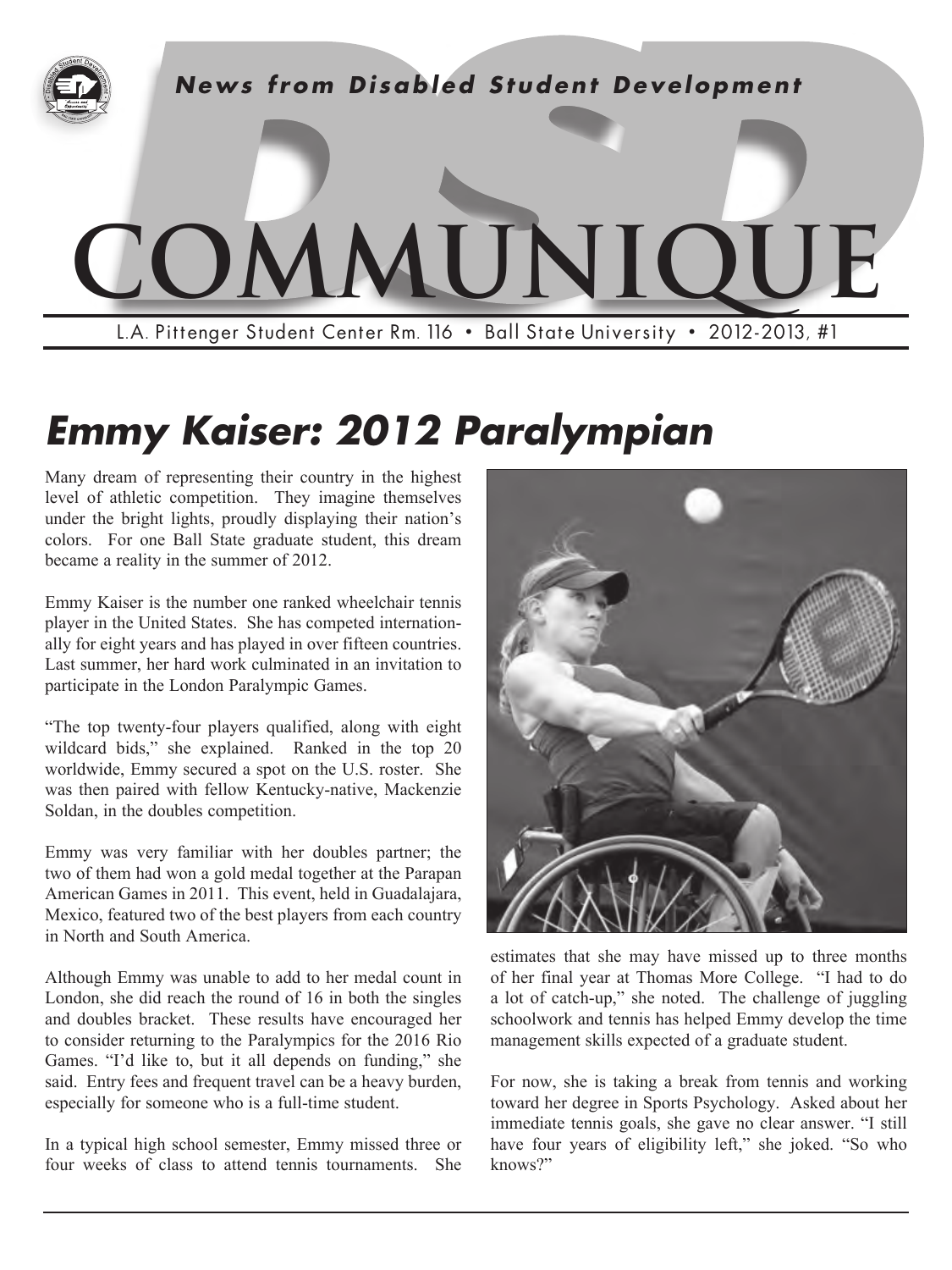*News from Disabled Student Development*

# DSD COMMUNIQUE

L.A. Pittenger Student Center Rm. 116 • Ball State University • 2012-2013, #1

## *Emmy Kaiser: 2012 Paralympian*

Many dream of representing their country in the highest level of athletic competition. They imagine themselves under the bright lights, proudly displaying their nation's colors. For one Ball State graduate student, this dream became a reality in the summer of 2012.

Emmy Kaiser is the number one ranked wheelchair tennis player in the United States. She has competed internationally for eight years and has played in over fifteen countries. Last summer, her hard work culminated in an invitation to participate in the London Paralympic Games.

"The top twenty-four players qualified, along with eight wildcard bids," she explained. Ranked in the top 20 worldwide, Emmy secured a spot on the U.S. roster. She was then paired with fellow Kentucky-native, Mackenzie Soldan, in the doubles competition.

Emmy was very familiar with her doubles partner; the two of them had won a gold medal together at the Parapan American Games in 2011. This event, held in Guadalajara, Mexico, featured two of the best players from each country in North and South America.

Although Emmy was unable to add to her medal count in London, she did reach the round of 16 in both the singles and doubles bracket. These results have encouraged her to consider returning to the Paralympics for the 2016 Rio Games. "I'd like to, but it all depends on funding," she said. Entry fees and frequent travel can be a heavy burden, especially for someone who is a full-time student.

In a typical high school semester, Emmy missed three or four weeks of class to attend tennis tournaments. She estimates that she may have missed up to three months of her final year at Thomas More College. "I had to do a lot of catch-up," she noted. The challenge of juggling schoolwork and tennis has helped Emmy develop the time management skills expected of a graduate student.

For now, she is taking a break from tennis and working toward her degree in Sports Psychology. Asked about her immediate tennis goals, she gave no clear answer. "I still have four years of eligibility left," she joked. "So who knows?"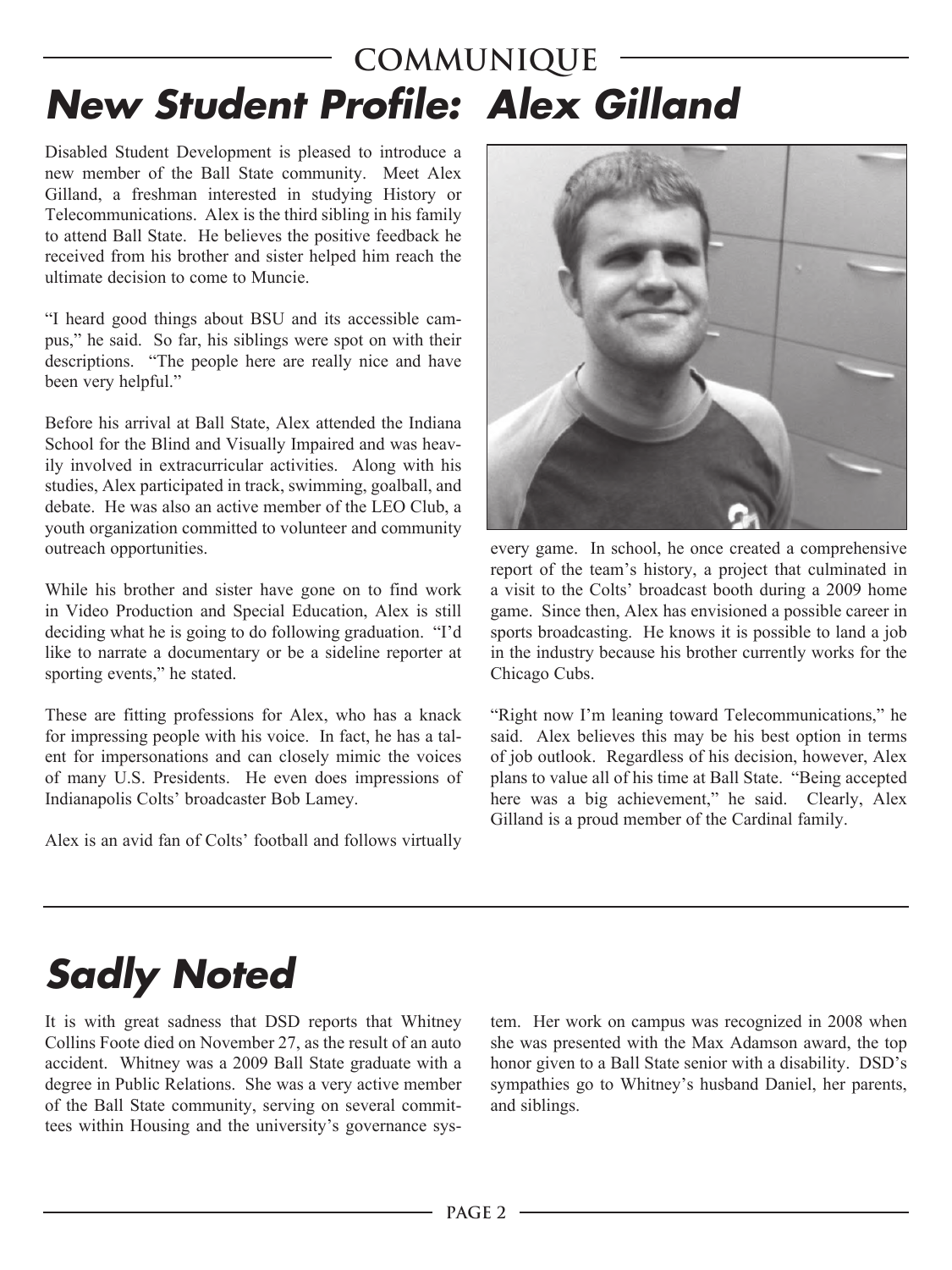# New Student Profile: Alex Gilland

Disabled Student Development is pleased to introduce a new member of the Ball State community. Meet Alex Gilland, a freshman interested in studying History or Telecommunications. Alex is the third sibling in his family to attend Ball State. He believes the positive feedback he received from his brother and sister helped him reach the ultimate decision to come to Muncie.

"I heard good things about BSU and its accessible campus," he said. So far, his siblings were spot on with their descriptions. "The people here are really nice and have been very helpful."

Before his arrival at Ball State, Alex attended the Indiana School for the Blind and Visually Impaired and was heavily involved in extracurricular activities. Along with his studies, Alex participated in track, swimming, goalball, and debate. He was also an active member of the LEO Club, a youth organization committed to volunteer and community outreach opportunities.

While his brother and sister have gone on to find work in Video Production and Special Education, Alex is still deciding what he is going to do following graduation. "I'd like to narrate a documentary or be a sideline reporter at sporting events," he stated.

These are fitting professions for Alex, who has a knack for impressing people with his voice. In fact, he has a talent for impersonations and can closely mimic the voices of many U.S. Presidents. He even does impressions of Indianapolis Colts' broadcaster Bob Lamey.

Alex is an avid fan of Colts' football and follows virtually every game. In school, he once created a comprehensive report of the team's history, a project that culminated in a visit to the Colts' broadcast booth during a 2009 home game. Since then, Alex has envisioned a possible career in sports broadcasting. He knows it is possible to land a job in the industry because his brother currently works for the Chicago Cubs.

"Right now I'm leaning toward Telecommunications," he said. Alex believes this may be his best option in terms of job outlook. Regardless of his decision, however, Alex plans to value all of his time at Ball State. "Being accepted here was a big achievement," he said. Clearly, Alex Gilland is a proud member of the Cardinal family.

# Sadly Noted

It is with great sadness that DSD reports that Whitney Collins Foote died on November 27, as the result of an auto accident. Whitney was a 2009 Ball State graduate with a degree in Public Relations. She was a very active member of the Ball State community, serving on several committees within Housing and the university's governance system. Her work on campus was recognized in 2008 when she was presented with the Max Adamson award, the top honor given to a Ball State senior with a disability. DSD's sympathies go to Whitney's husband Daniel, her parents, and siblings.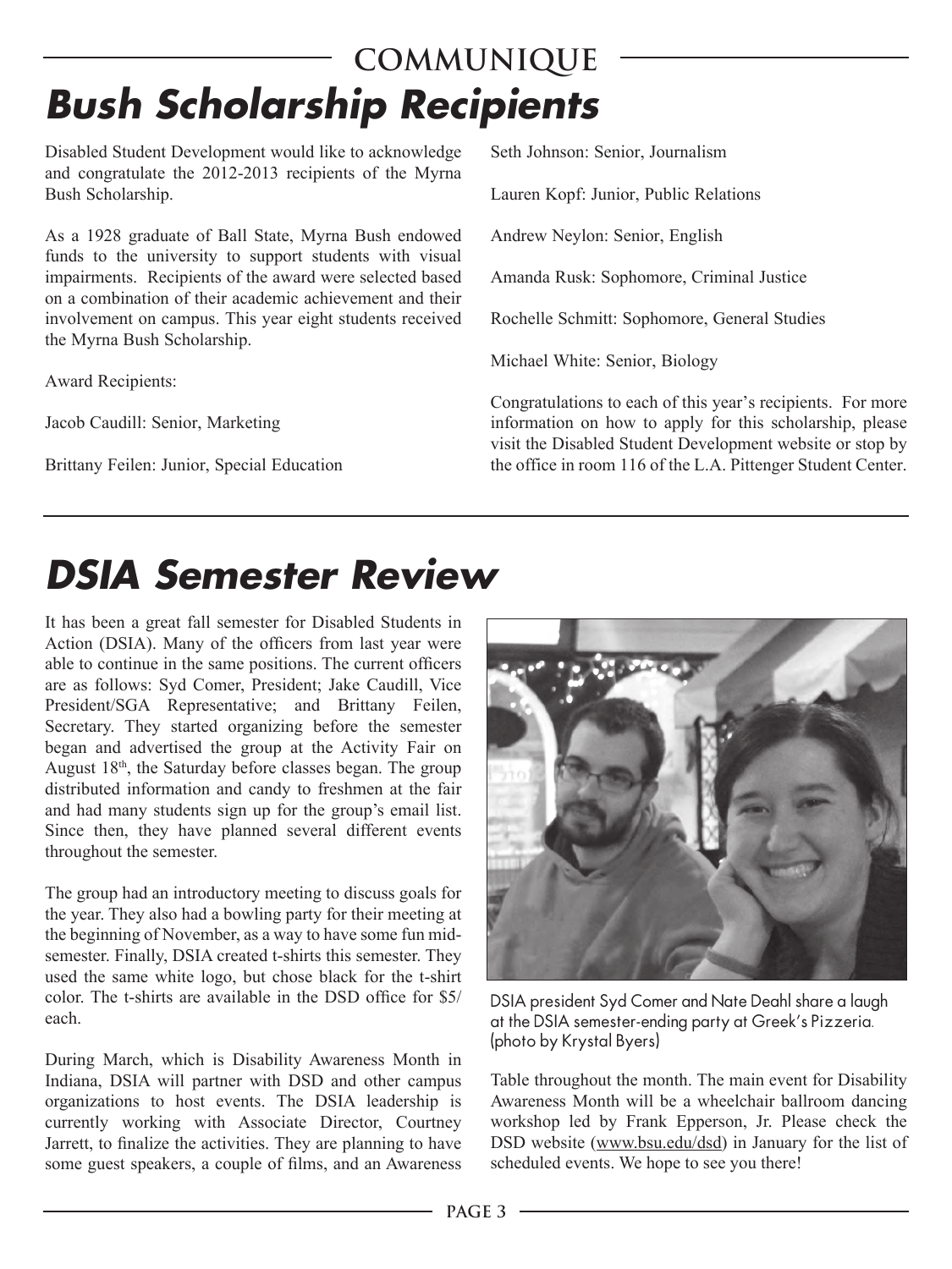# Bush Scholarship Recipients

Disabled Student Development would like to acknowledge and congratulate the 2012-2013 recipients of the Myrna Bush Scholarship.

As a 1928 graduate of Ball State, Myrna Bush endowed funds to the university to support students with visual impairments. Recipients of the award were selected based on a combination of their academic achievement and their involvement on campus. This year eight students received the Myrna Bush Scholarship.

Award Recipients:

Jacob Caudill: Senior, Marketing

Brittany Feilen: Junior, Special Education

Seth Johnson: Senior, Journalism

Lauren Kopf: Junior, Public Relations

Andrew Neylon: Senior, English

Amanda Rusk: Sophomore, Criminal Justice

Rochelle Schmitt: Sophomore, General Studies

Michael White: Senior, Biology

Congratulations to each of this year's recipients. For more information on how to apply for this scholarship, please visit the Disabled Student Development website or stop by the office in room 116 of the L.A. Pittenger Student Center.

# DSIA Semester Review

It has been a great fall semester for Disabled Students in Action (DSIA). Many of the officers from last year were able to continue in the same positions. The current officers are as follows: Syd Comer, President; Jake Caudill, Vice President/SGA Representative; and Brittany Feilen, Secretary. They started organizing before the semester began and advertised the group at the Activity Fair on August 18th, the Saturday before classes began. The group distributed information and candy to freshmen at the fair and had many students sign up for the group's email list. Since then, they have planned several different events throughout the semester.

The group had an introductory meeting to discuss goals for the year. They also had a bowling party for their meeting at the beginning of November, as a way to have some fun mid-semester. Finally, DSIA created t-shirts this semester. They used the same white logo, but chose black for the t-shirt color. The t-shirts are available in the DSD office for $5/each.

During March, which is Disability Awareness Month in Indiana, DSIA will partner with DSD and other campus organizations to host events. The DSIA leadership is currently working with Associate Director, Courtney Jarrett, to finalize the activities. They are planning to have some guest speakers, a couple of films, and an Awareness Table throughout the month. The main event for Disability Awareness Month will be a wheelchair ballroom dancing workshop led by Frank Epperson, Jr. Please check the DSD website (www.bsu.edu/dsd) in January for the list of scheduled events. We hope to see you there!

DSIA president Syd Comer and Nate Deahl share a laugh at the DSIA semester-ending party at Greek's Pizzeria. (photo by Krystal Byers)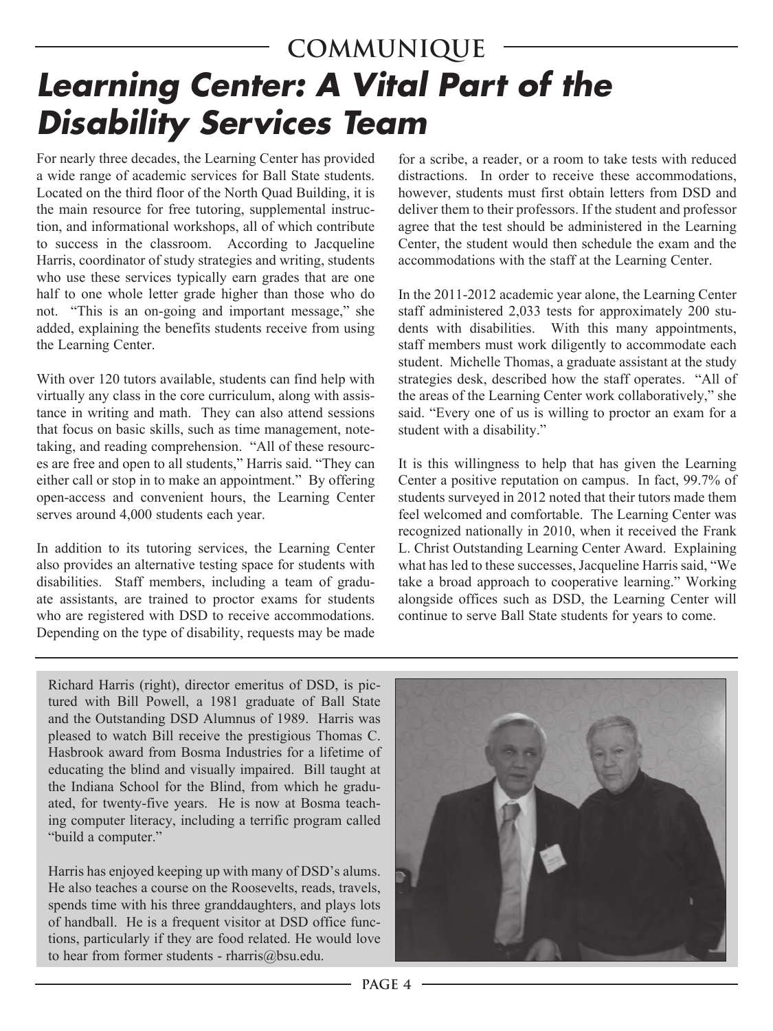# Learning Center: A Vital Part of the Disability Services Team

For nearly three decades, the Learning Center has provided a wide range of academic services for Ball State students. Located on the third floor of the North Quad Building, it is the main resource for free tutoring, supplemental instruction, and informational workshops, all of which contribute to success in the classroom. According to Jacqueline Harris, coordinator of study strategies and writing, students who use these services typically earn grades that are one half to one whole letter grade higher than those who do not. "This is an on-going and important message," she added, explaining the benefits students receive from using the Learning Center.

With over 120 tutors available, students can find help with virtually any class in the core curriculum, along with assistance in writing and math. They can also attend sessions that focus on basic skills, such as time management, note-taking, and reading comprehension. "All of these resources are free and open to all students," Harris said. "They can either call or stop in to make an appointment." By offering open-access and convenient hours, the Learning Center serves around 4,000 students each year.

In addition to its tutoring services, the Learning Center also provides an alternative testing space for students with disabilities. Staff members, including a team of graduate assistants, are trained to proctor exams for students who are registered with DSD to receive accommodations. Depending on the type of disability, requests may be made for a scribe, a reader, or a room to take tests with reduced distractions. In order to receive these accommodations, however, students must first obtain letters from DSD and deliver them to their professors. If the student and professor agree that the test should be administered in the Learning Center, the student would then schedule the exam and the accommodations with the staff at the Learning Center.

In the 2011-2012 academic year alone, the Learning Center staff administered 2,033 tests for approximately 200 students with disabilities. With this many appointments, staff members must work diligently to accommodate each student. Michelle Thomas, a graduate assistant at the study strategies desk, described how the staff operates. "All of the areas of the Learning Center work collaboratively," she said. "Every one of us is willing to proctor an exam for a student with a disability."

It is this willingness to help that has given the Learning Center a positive reputation on campus. In fact, 99.7% of students surveyed in 2012 noted that their tutors made them feel welcomed and comfortable. The Learning Center was recognized nationally in 2010, when it received the Frank L. Christ Outstanding Learning Center Award. Explaining what has led to these successes, Jacqueline Harris said, "We take a broad approach to cooperative learning." Working alongside offices such as DSD, the Learning Center will continue to serve Ball State students for years to come.

---

Richard Harris (right), director emeritus of DSD, is pictured with Bill Powell, a 1981 graduate of Ball State and the Outstanding DSD Alumnus of 1989. Harris was pleased to watch Bill receive the prestigious Thomas C. Hasbrook award from Bosma Industries for a lifetime of educating the blind and visually impaired. Bill taught at the Indiana School for the Blind, from which he graduated, for twenty-five years. He is now at Bosma teaching computer literacy, including a terrific program called "build a computer."

Harris has enjoyed keeping up with many of DSD's alums. He also teaches a course on the Roosevelts, reads, travels, spends time with his three granddaughters, and plays lots of handball. He is a frequent visitor at DSD office functions, particularly if they are food related. He would love to hear from former students - rharris@bsu.edu.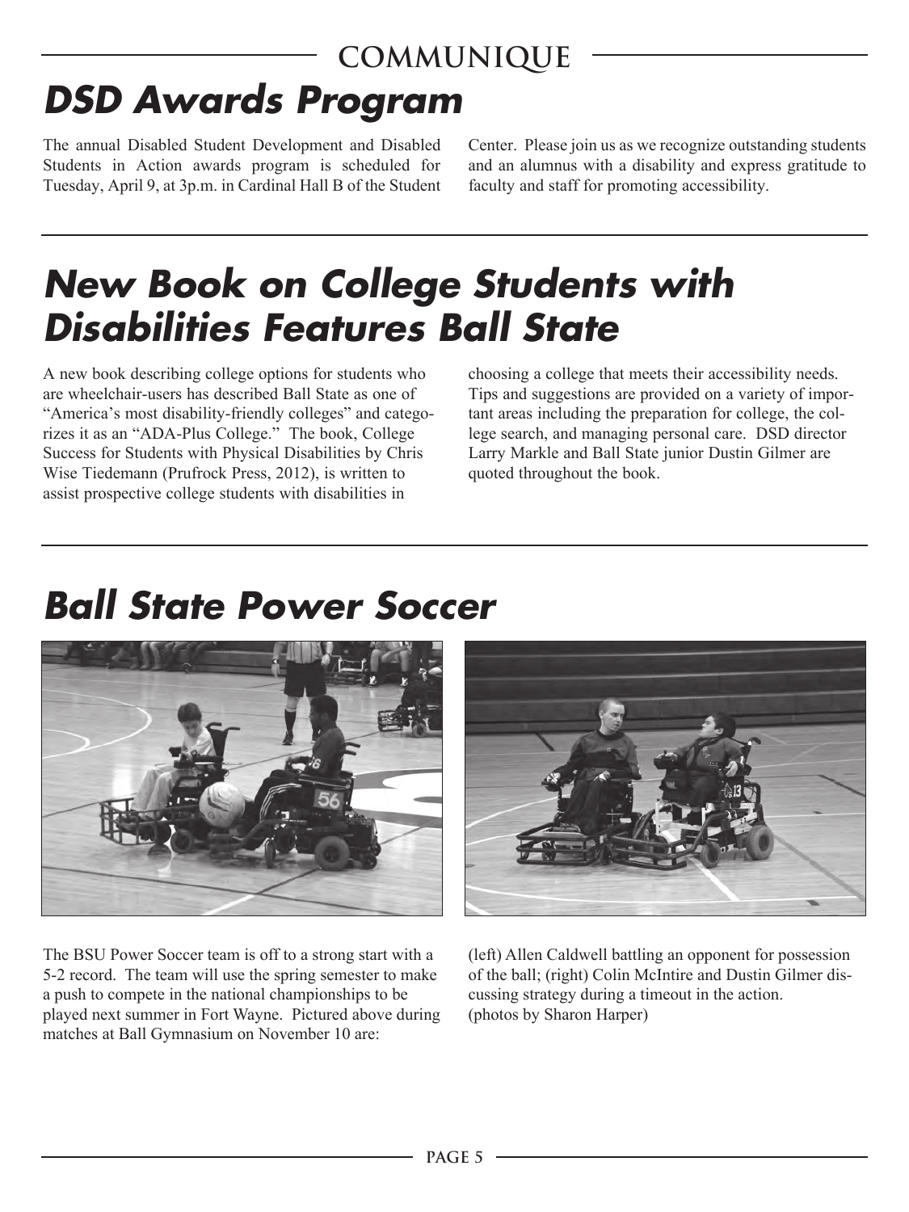# DSD Awards Program

The annual Disabled Student Development and Disabled Students in Action awards program is scheduled for Tuesday, April 9, at 3p.m. in Cardinal Hall B of the Student Center. Please join us as we recognize outstanding students and an alumnus with a disability and express gratitude to faculty and staff for promoting accessibility.

# New Book on College Students with Disabilities Features Ball State

A new book describing college options for students who are wheelchair-users has described Ball State as one of "America's most disability-friendly colleges" and categorizes it as an "ADA-Plus College." The book, College Success for Students with Physical Disabilities by Chris Wise Tiedemann (Prufrock Press, 2012), is written to assist prospective college students with disabilities in choosing a college that meets their accessibility needs. Tips and suggestions are provided on a variety of important areas including the preparation for college, the college search, and managing personal care. DSD director Larry Markle and Ball State junior Dustin Gilmer are quoted throughout the book.

# Ball State Power Soccer

The BSU Power Soccer team is off to a strong start with a 5-2 record. The team will use the spring semester to make a push to compete in the national championships to be played next summer in Fort Wayne. Pictured above during matches at Ball Gymnasium on November 10 are: (left) Allen Caldwell battling an opponent for possession of the ball; (right) Colin McIntire and Dustin Gilmer discussing strategy during a timeout in the action. (photos by Sharon Harper)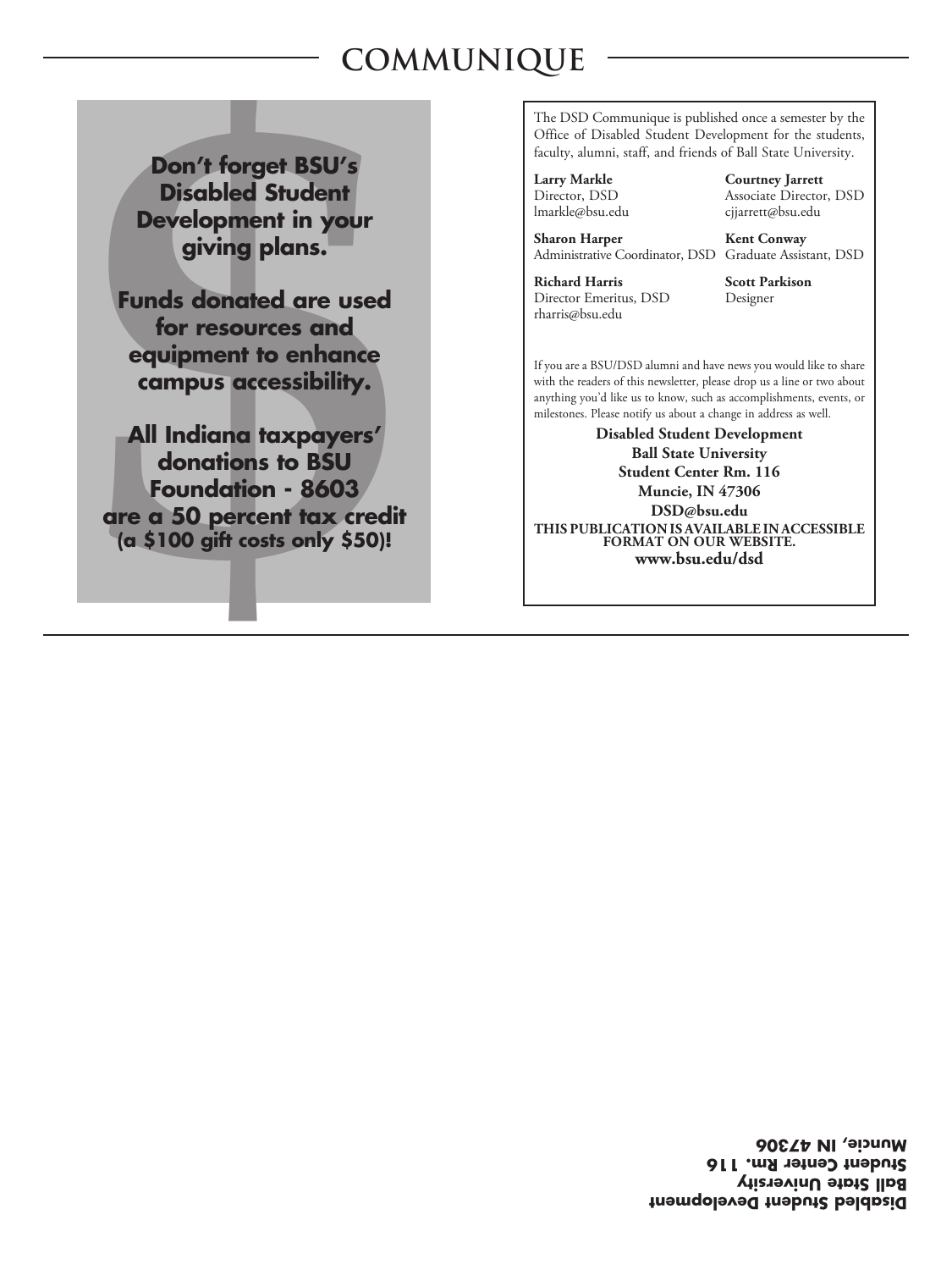# COMMUNIQUE

**Don't forget BSU's Disabled Student Development in your giving plans.**

**Funds donated are used for resources and equipment to enhance campus accessibility.**

**All Indiana taxpayers' donations to BSU Foundation - 8603 are a 50 percent tax credit (a $100 gift costs only $50)!**

The DSD Communique is published once a semester by the Office of Disabled Student Development for the students, faculty, alumni, staff, and friends of Ball State University.

**Larry Markle**
Director, DSD
lmarkle@bsu.edu

**Courtney Jarrett**
Associate Director, DSD
cjjarrett@bsu.edu

**Sharon Harper**
Administrative Coordinator, DSD

**Kent Conway**
Graduate Assistant, DSD

**Richard Harris**
Director Emeritus, DSD
rharris@bsu.edu

**Scott Parkison**
Designer

If you are a BSU/DSD alumni and have news you would like to share with the readers of this newsletter, please drop us a line or two about anything you'd like us to know, such as accomplishments, events, or milestones. Please notify us about a change in address as well.

**Disabled Student Development**
**Ball State University**
**Student Center Rm. 116**
**Muncie, IN 47306**
**DSD@bsu.edu**
**THIS PUBLICATION IS AVAILABLE IN ACCESSIBLE FORMAT ON OUR WEBSITE.**
**www.bsu.edu/dsd**

**Disabled Student Development**
**Ball State University**
**Student Center Rm. 116**
**Muncie, IN 47306**